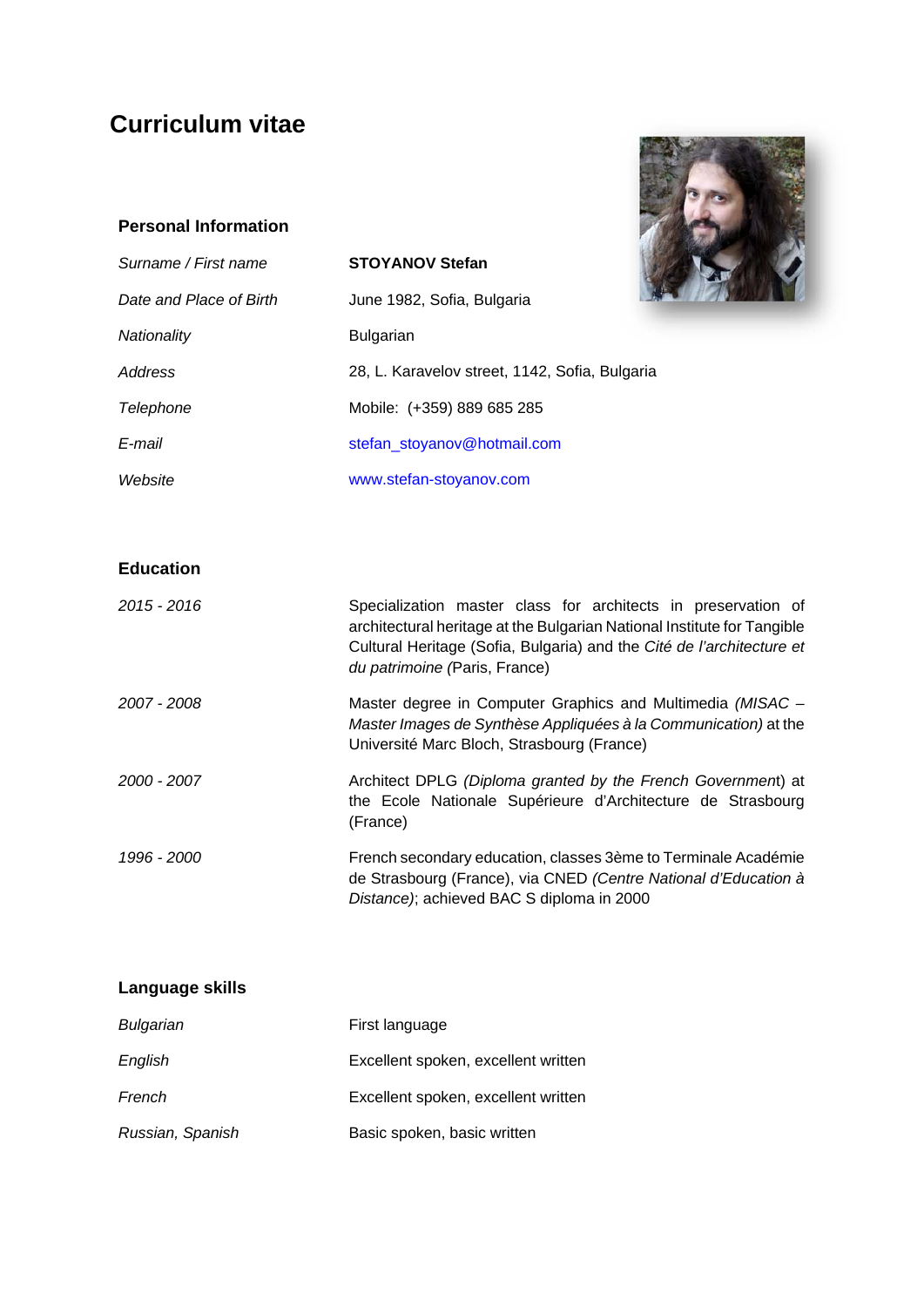# Curriculum vitae

## Personal Information

| | |
|---|---|
| *Surname / First name* | **STOYANOV Stefan** |
| *Date and Place of Birth* | June 1982, Sofia, Bulgaria |
| *Nationality* | Bulgarian |
| *Address* | 28, L. Karavelov street, 1142, Sofia, Bulgaria |
| *Telephone* | Mobile: (+359) 889 685 285 |
| *E-mail* | stefan_stoyanov@hotmail.com |
| *Website* | www.stefan-stoyanov.com |

## Education

| | |
|---|---|
| *2015 - 2016* | Specialization master class for architects in preservation of architectural heritage at the Bulgarian National Institute for Tangible Cultural Heritage (Sofia, Bulgaria) and the *Cité de l'architecture et du patrimoine (*Paris, France) |
| *2007 - 2008* | Master degree in Computer Graphics and Multimedia *(MISAC – Master Images de Synthèse Appliquées à la Communication)* at the Université Marc Bloch, Strasbourg (France) |
| *2000 - 2007* | Architect DPLG *(Diploma granted by the French Government*) at the Ecole Nationale Supérieure d'Architecture de Strasbourg (France) |
| *1996 - 2000* | French secondary education, classes 3ème to Terminale Académie de Strasbourg (France), via CNED *(Centre National d'Education à Distance)*; achieved BAC S diploma in 2000 |

## Language skills

| | |
|---|---|
| *Bulgarian* | First language |
| *English* | Excellent spoken, excellent written |
| *French* | Excellent spoken, excellent written |
| *Russian, Spanish* | Basic spoken, basic written |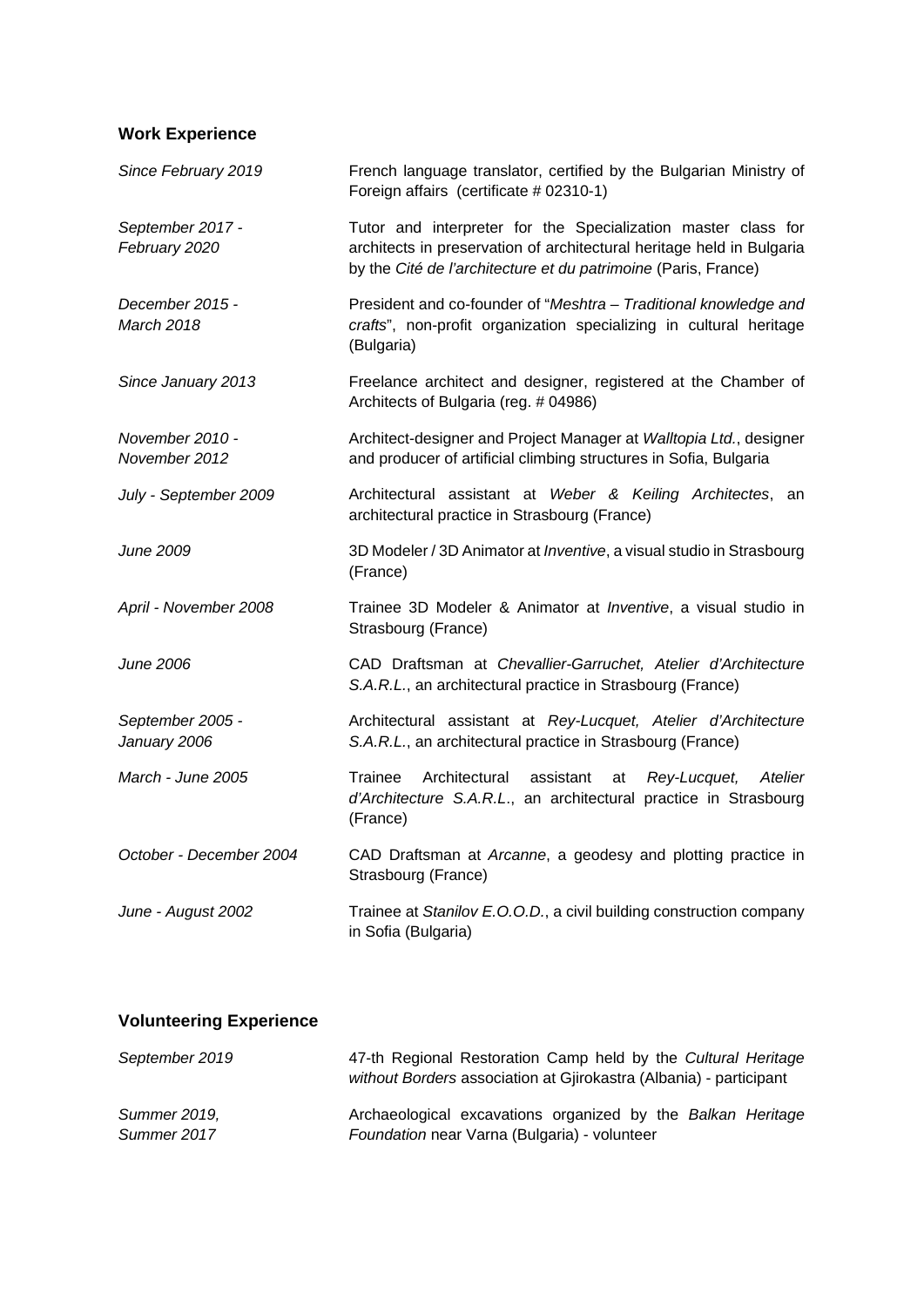## Work Experience

| | |
|---|---|
| *Since February 2019* | French language translator, certified by the Bulgarian Ministry of Foreign affairs (certificate # 02310-1) |
| *September 2017 - February 2020* | Tutor and interpreter for the Specialization master class for architects in preservation of architectural heritage held in Bulgaria by the *Cité de l'architecture et du patrimoine* (Paris, France) |
| *December 2015 - March 2018* | President and co-founder of "*Meshtra – Traditional knowledge and crafts*", non-profit organization specializing in cultural heritage (Bulgaria) |
| *Since January 2013* | Freelance architect and designer, registered at the Chamber of Architects of Bulgaria (reg. # 04986) |
| *November 2010 - November 2012* | Architect-designer and Project Manager at *Walltopia Ltd.*, designer and producer of artificial climbing structures in Sofia, Bulgaria |
| *July - September 2009* | Architectural assistant at *Weber & Keiling Architectes*, an architectural practice in Strasbourg (France) |
| *June 2009* | 3D Modeler / 3D Animator at *Inventive*, a visual studio in Strasbourg (France) |
| *April - November 2008* | Trainee 3D Modeler & Animator at *Inventive*, a visual studio in Strasbourg (France) |
| *June 2006* | CAD Draftsman at *Chevallier-Garruchet, Atelier d'Architecture S.A.R.L.*, an architectural practice in Strasbourg (France) |
| *September 2005 - January 2006* | Architectural assistant at *Rey-Lucquet, Atelier d'Architecture S.A.R.L.*, an architectural practice in Strasbourg (France) |
| *March - June 2005* | Trainee Architectural assistant at *Rey-Lucquet, Atelier d'Architecture S.A.R.L.*, an architectural practice in Strasbourg (France) |
| *October - December 2004* | CAD Draftsman at *Arcanne*, a geodesy and plotting practice in Strasbourg (France) |
| *June - August 2002* | Trainee at *Stanilov E.O.O.D.*, a civil building construction company in Sofia (Bulgaria) |

## Volunteering Experience

| | |
|---|---|
| *September 2019* | 47-th Regional Restoration Camp held by the *Cultural Heritage without Borders* association at Gjirokastra (Albania) - participant |
| *Summer 2019, Summer 2017* | Archaeological excavations organized by the *Balkan Heritage Foundation* near Varna (Bulgaria) - volunteer |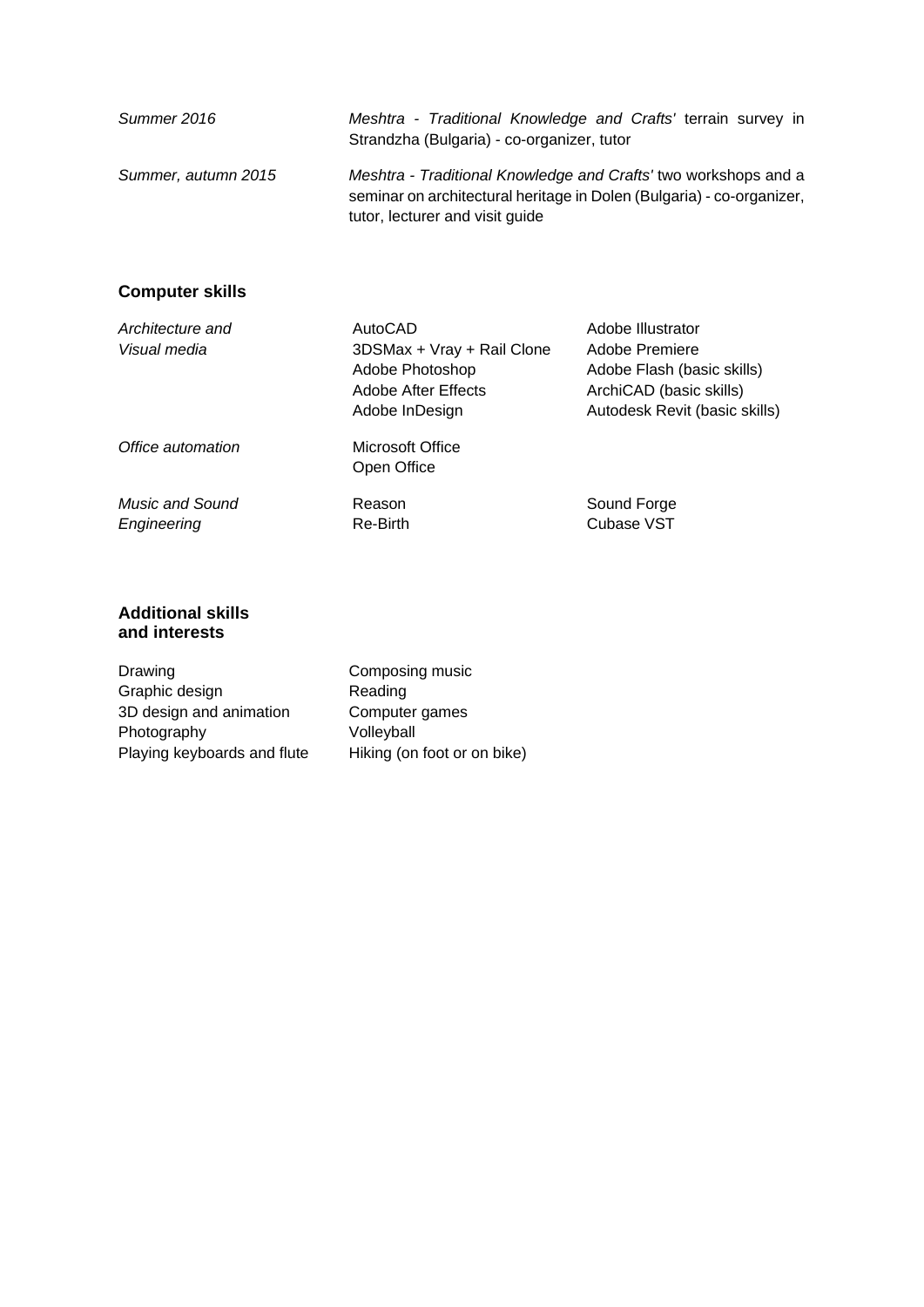| | |
|---|---|
| *Summer 2016* | *Meshtra - Traditional Knowledge and Crafts'* terrain survey in Strandzha (Bulgaria) - co-organizer, tutor |
| *Summer, autumn 2015* | *Meshtra - Traditional Knowledge and Crafts'* two workshops and a seminar on architectural heritage in Dolen (Bulgaria) - co-organizer, tutor, lecturer and visit guide |

## Computer skills

| | | |
|---|---|---|
| *Architecture and Visual media* | AutoCAD<br>3DSMax + Vray + Rail Clone<br>Adobe Photoshop<br>Adobe After Effects<br>Adobe InDesign | Adobe Illustrator<br>Adobe Premiere<br>Adobe Flash (basic skills)<br>ArchiCAD (basic skills)<br>Autodesk Revit (basic skills) |
| *Office automation* | Microsoft Office<br>Open Office | |
| *Music and Sound Engineering* | Reason<br>Re-Birth | Sound Forge<br>Cubase VST |

## Additional skills and interests

| | |
|---|---|
| Drawing | Composing music |
| Graphic design | Reading |
| 3D design and animation | Computer games |
| Photography | Volleyball |
| Playing keyboards and flute | Hiking (on foot or on bike) |